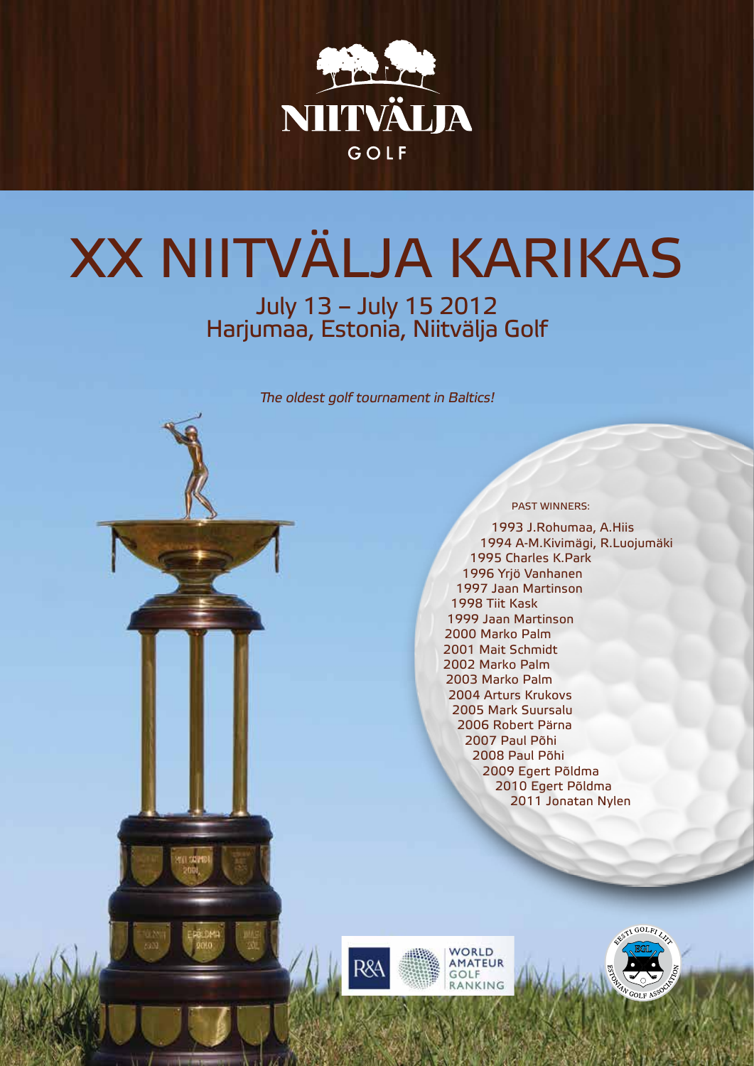NIITVÄLJA GOLF

# XX NIITVÄLJA KARIKAS

## July 13 – July 15 2012
## Harjumaa, Estonia, Niitvälja Golf

*The oldest golf tournament in Baltics!*

PAST WINNERS:

1993 J.Rohumaa, A.Hiis
1994 A-M.Kivimägi, R.Luojumäki
1995 Charles K.Park
1996 Yrjö Vanhanen
1997 Jaan Martinson
1998 Tiit Kask
1999 Jaan Martinson
2000 Marko Palm
2001 Mait Schmidt
2002 Marko Palm
2003 Marko Palm
2004 Arturs Krukovs
2005 Mark Suursalu
2006 Robert Pärna
2007 Paul Põhi
2008 Paul Põhi
2009 Egert Põldma
2010 Egert Põldma
2011 Jonatan Nylen

R&A WORLD AMATEUR GOLF RANKING

EESTI GOLFI LIIT ESTONIAN GOLF ASSOCIATION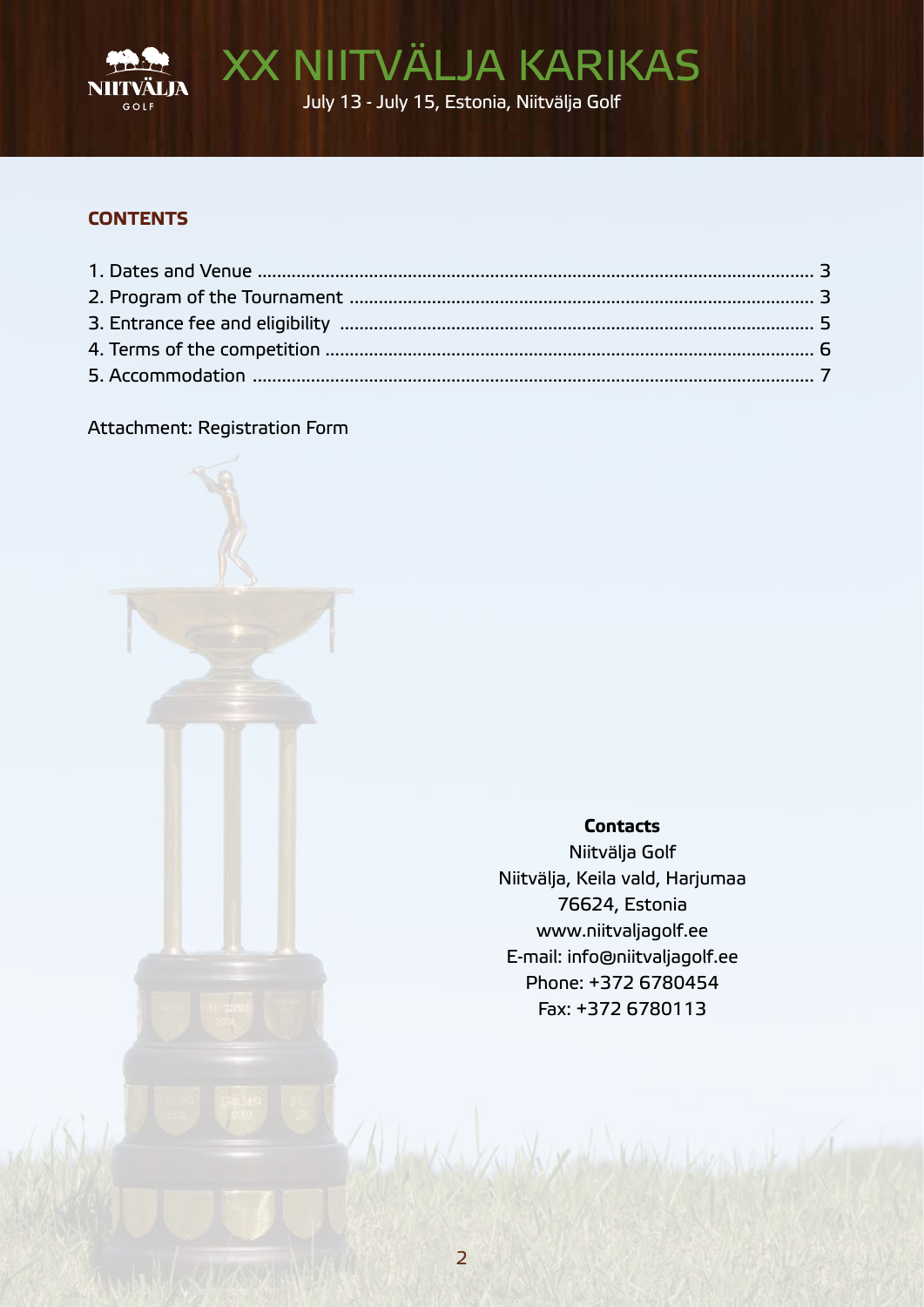# XX NIITVÄLJA KARIKAS

July 13 - July 15, Estonia, Niitvälja Golf

## CONTENTS

1. Dates and Venue ........ 3
2. Program of the Tournament ........ 3
3. Entrance fee and eligibility ........ 5
4. Terms of the competition ........ 6
5. Accommodation ........ 7

Attachment: Registration Form

**Contacts**

Niitvälja Golf
Niitvälja, Keila vald, Harjumaa
76624, Estonia
www.niitvaljagolf.ee
E-mail: info@niitvaljagolf.ee
Phone: +372 6780454
Fax: +372 6780113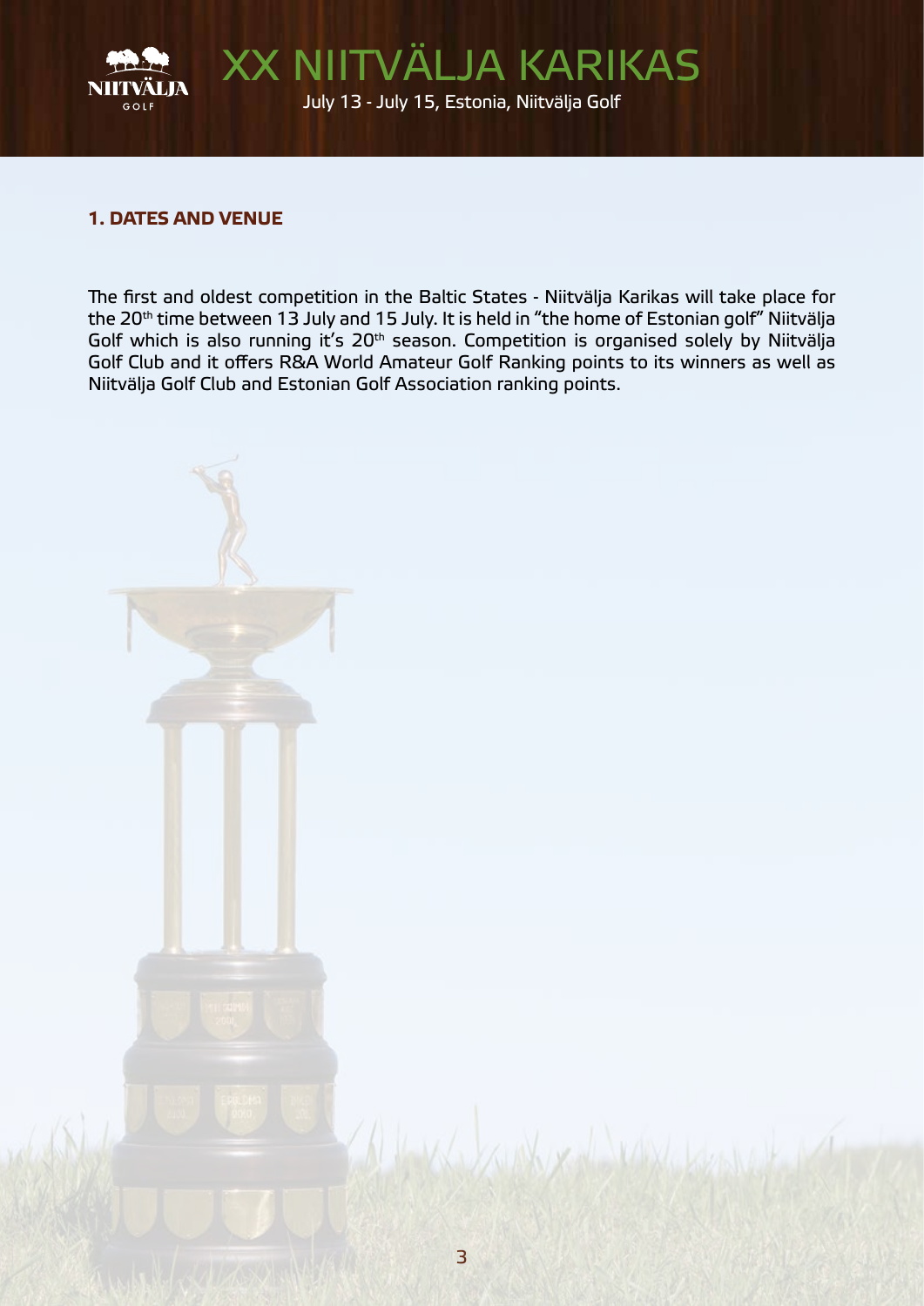## 1. DATES AND VENUE

The first and oldest competition in the Baltic States - Niitvälja Karikas will take place for the 20th time between 13 July and 15 July. It is held in "the home of Estonian golf" Niitvälja Golf which is also running it's 20th season. Competition is organised solely by Niitvälja Golf Club and it offers R&A World Amateur Golf Ranking points to its winners as well as Niitvälja Golf Club and Estonian Golf Association ranking points.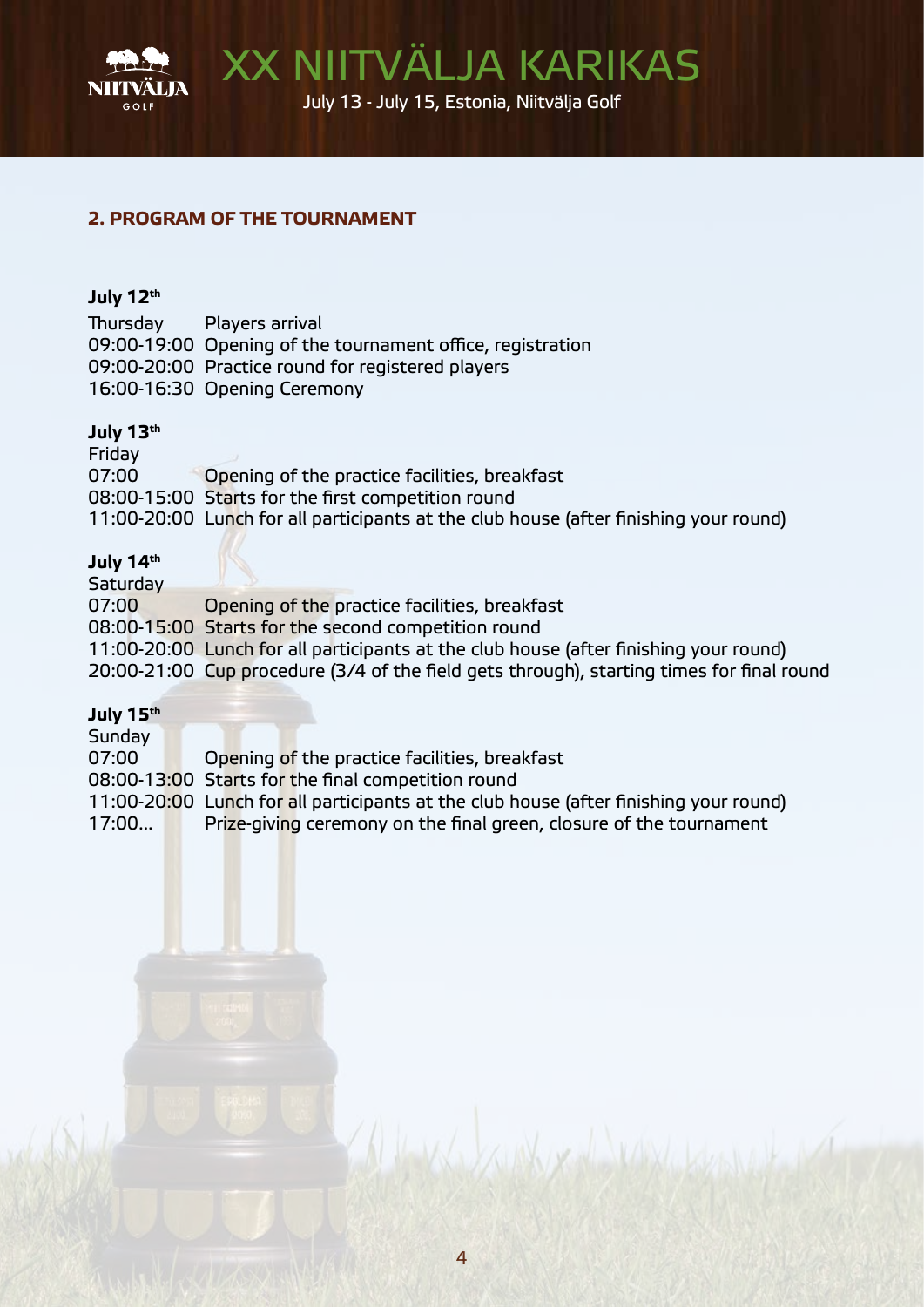## 2. PROGRAM OF THE TOURNAMENT

**July 12th**

| | |
|---|---|
| Thursday | Players arrival |
| 09:00-19:00 | Opening of the tournament office, registration |
| 09:00-20:00 | Practice round for registered players |
| 16:00-16:30 | Opening Ceremony |

**July 13th**

| | |
|---|---|
| Friday | |
| 07:00 | Opening of the practice facilities, breakfast |
| 08:00-15:00 | Starts for the first competition round |
| 11:00-20:00 | Lunch for all participants at the club house (after finishing your round) |

**July 14th**

| | |
|---|---|
| Saturday | |
| 07:00 | Opening of the practice facilities, breakfast |
| 08:00-15:00 | Starts for the second competition round |
| 11:00-20:00 | Lunch for all participants at the club house (after finishing your round) |
| 20:00-21:00 | Cup procedure (3/4 of the field gets through), starting times for final round |

**July 15th**

| | |
|---|---|
| Sunday | |
| 07:00 | Opening of the practice facilities, breakfast |
| 08:00-13:00 | Starts for the final competition round |
| 11:00-20:00 | Lunch for all participants at the club house (after finishing your round) |
| 17:00... | Prize-giving ceremony on the final green, closure of the tournament |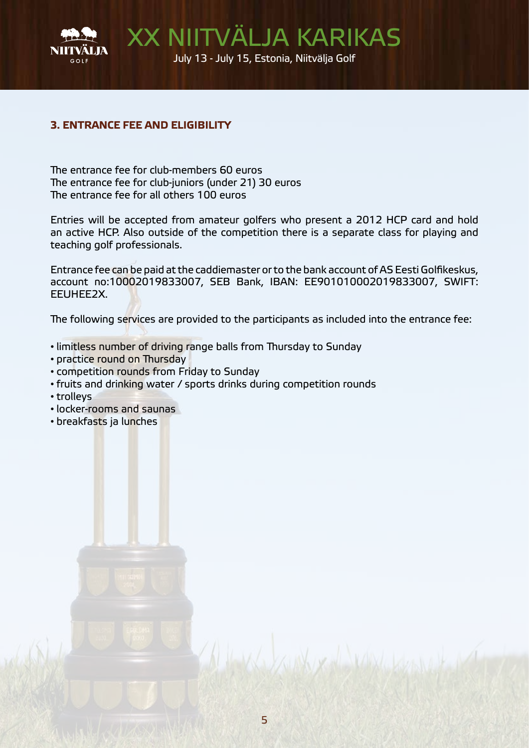### 3. ENTRANCE FEE AND ELIGIBILITY

The entrance fee for club-members 60 euros
The entrance fee for club-juniors (under 21) 30 euros
The entrance fee for all others 100 euros

Entries will be accepted from amateur golfers who present a 2012 HCP card and hold an active HCP. Also outside of the competition there is a separate class for playing and teaching golf professionals.

Entrance fee can be paid at the caddiemaster or to the bank account of AS Eesti Golfikeskus, account no:10002019833007, SEB Bank, IBAN: EE901010002019833007, SWIFT: EEUHEE2X.

The following services are provided to the participants as included into the entrance fee:

- limitless number of driving range balls from Thursday to Sunday
- practice round on Thursday
- competition rounds from Friday to Sunday
- fruits and drinking water / sports drinks during competition rounds
- trolleys
- locker-rooms and saunas
- breakfasts ja lunches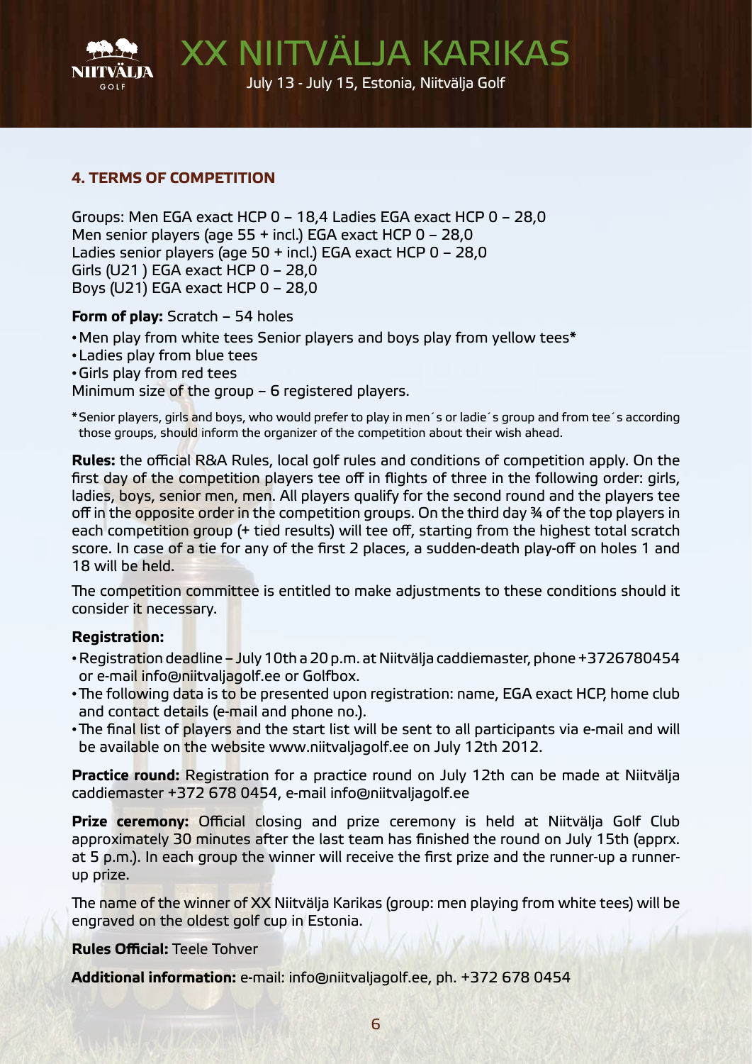## 4. TERMS OF COMPETITION

Groups: Men EGA exact HCP 0 – 18,4 Ladies EGA exact HCP 0 – 28,0
Men senior players (age 55 + incl.) EGA exact HCP 0 – 28,0
Ladies senior players (age 50 + incl.) EGA exact HCP 0 – 28,0
Girls (U21 ) EGA exact HCP 0 – 28,0
Boys (U21) EGA exact HCP 0 – 28,0

**Form of play:** Scratch – 54 holes

- Men play from white tees Senior players and boys play from yellow tees*
- Ladies play from blue tees
- Girls play from red tees

Minimum size of the group – 6 registered players.

*Senior players, girls and boys, who would prefer to play in men´s or ladie´s group and from tee´s according those groups, should inform the organizer of the competition about their wish ahead.

**Rules:** the official R&A Rules, local golf rules and conditions of competition apply. On the first day of the competition players tee off in flights of three in the following order: girls, ladies, boys, senior men, men. All players qualify for the second round and the players tee off in the opposite order in the competition groups. On the third day ¾ of the top players in each competition group (+ tied results) will tee off, starting from the highest total scratch score. In case of a tie for any of the first 2 places, a sudden-death play-off on holes 1 and 18 will be held.

The competition committee is entitled to make adjustments to these conditions should it consider it necessary.

**Registration:**

- Registration deadline – July 10th a 20 p.m. at Niitvälja caddiemaster, phone +3726780454 or e-mail info@niitvaljagolf.ee or Golfbox.
- The following data is to be presented upon registration: name, EGA exact HCP, home club and contact details (e-mail and phone no.).
- The final list of players and the start list will be sent to all participants via e-mail and will be available on the website www.niitvaljagolf.ee on July 12th 2012.

**Practice round:** Registration for a practice round on July 12th can be made at Niitvälja caddiemaster +372 678 0454, e-mail info@niitvaljagolf.ee

**Prize ceremony:** Official closing and prize ceremony is held at Niitvälja Golf Club approximately 30 minutes after the last team has finished the round on July 15th (apprx. at 5 p.m.). In each group the winner will receive the first prize and the runner-up a runner-up prize.

The name of the winner of XX Niitvälja Karikas (group: men playing from white tees) will be engraved on the oldest golf cup in Estonia.

**Rules Official:** Teele Tohver

**Additional information:** e-mail: info@niitvaljagolf.ee, ph. +372 678 0454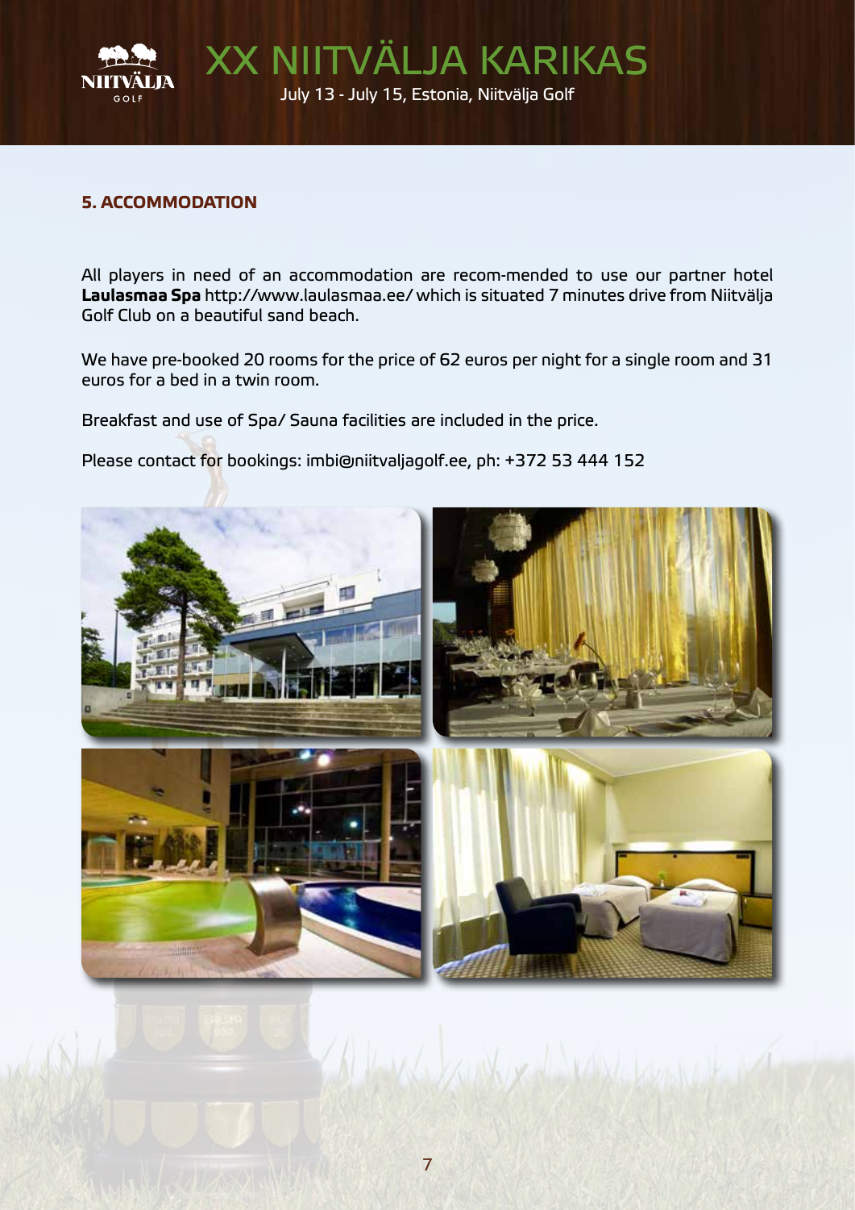## 5. ACCOMMODATION

All players in need of an accommodation are recom-mended to use our partner hotel **Laulasmaa Spa** http://www.laulasmaa.ee/ which is situated 7 minutes drive from Niitvälja Golf Club on a beautiful sand beach.

We have pre-booked 20 rooms for the price of 62 euros per night for a single room and 31 euros for a bed in a twin room.

Breakfast and use of Spa/ Sauna facilities are included in the price.

Please contact for bookings: imbi@niitvaljagolf.ee, ph: +372 53 444 152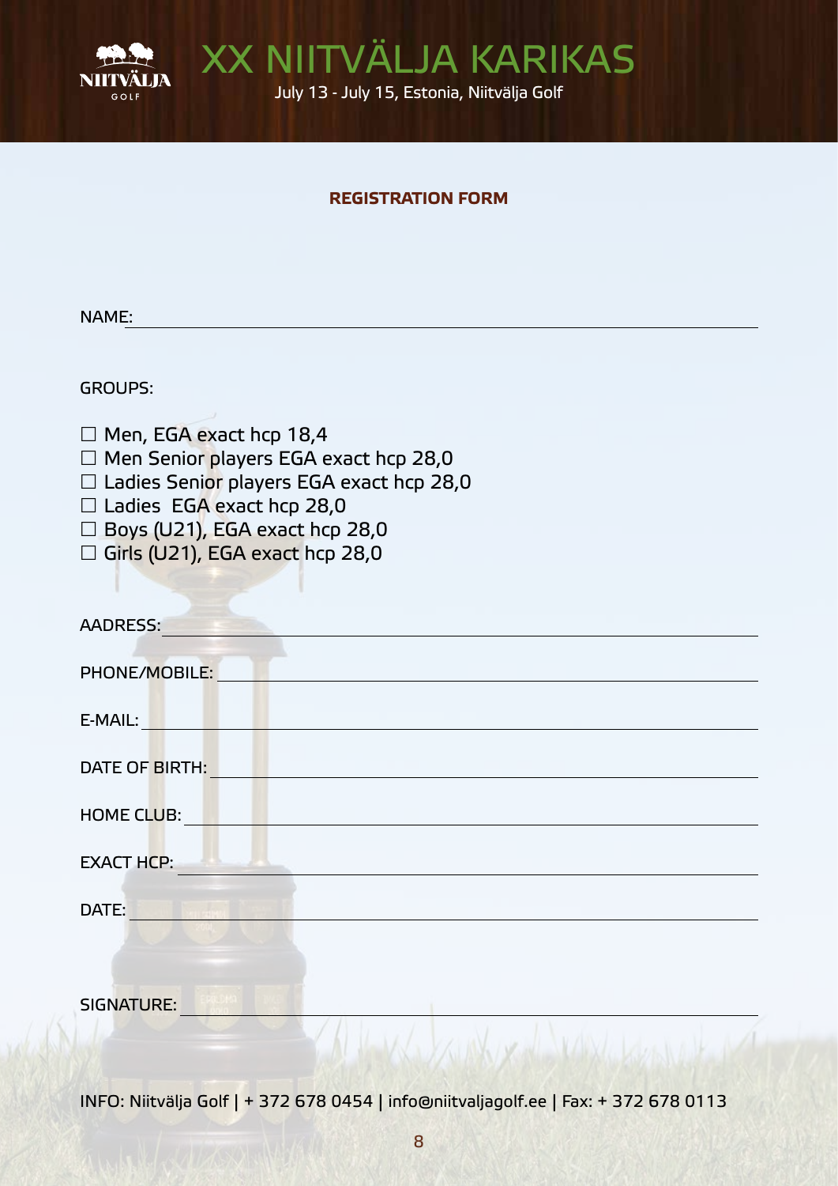# XX NIITVÄLJA KARIKAS

July 13 - July 15, Estonia, Niitvälja Golf

## REGISTRATION FORM

NAME: ______________________________

GROUPS:

☐ Men, EGA exact hcp 18,4
☐ Men Senior players EGA exact hcp 28,0
☐ Ladies Senior players EGA exact hcp 28,0
☐ Ladies  EGA exact hcp 28,0
☐ Boys (U21), EGA exact hcp 28,0
☐ Girls (U21), EGA exact hcp 28,0

AADRESS: ______________________________

PHONE/MOBILE: ______________________________

E-MAIL: ______________________________

DATE OF BIRTH: ______________________________

HOME CLUB: ______________________________

EXACT HCP: ______________________________

DATE: ______________________________

SIGNATURE: ______________________________

INFO: Niitvälja Golf | + 372 678 0454 | info@niitvaljagolf.ee | Fax: + 372 678 0113